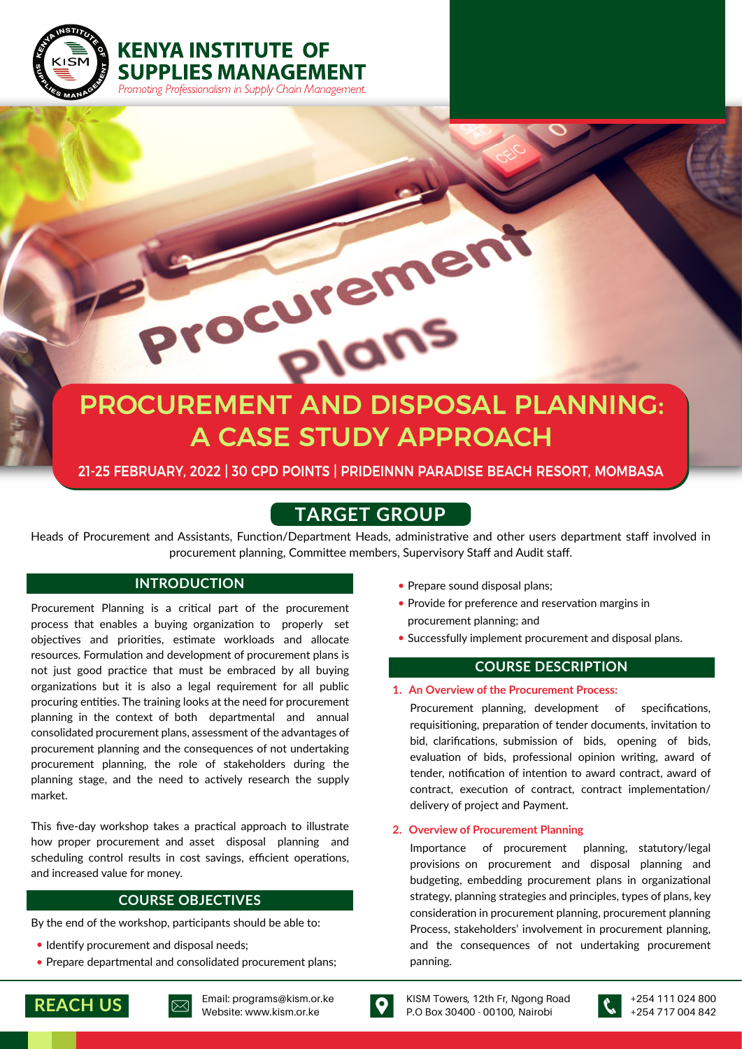**KENYA INSTITUTE OF SUPPLIES MANAGEMENT**

*Promoting Professionalism in Supply Chain Management*

# PROCUREMENT AND DISPOSAL PLANNING: A CASE STUDY APPROACH

**21-25 FEBRUARY, 2022 | 30 CPD POINTS | PRIDEINNN PARADISE BEACH RESORT, MOMBASA**

## TARGET GROUP

Heads of Procurement and Assistants, Function/Department Heads, administrative and other users department staff involved in procurement planning, Committee members, Supervisory Staff and Audit staff.

## INTRODUCTION

Procurement Planning is a critical part of the procurement process that enables a buying organization to properly set objectives and priorities, estimate workloads and allocate resources. Formulation and development of procurement plans is not just good practice that must be embraced by all buying organizations but it is also a legal requirement for all public procuring entities. The training looks at the need for procurement planning in the context of both departmental and annual consolidated procurement plans, assessment of the advantages of procurement planning and the consequences of not undertaking procurement planning, the role of stakeholders during the planning stage, and the need to actively research the supply market.

This five-day workshop takes a practical approach to illustrate how proper procurement and asset disposal planning and scheduling control results in cost savings, efficient operations, and increased value for money.

## COURSE OBJECTIVES

By the end of the workshop, participants should be able to:

- Identify procurement and disposal needs;
- Prepare departmental and consolidated procurement plans;
- Prepare sound disposal plans;
- Provide for preference and reservation margins in procurement planning; and
- Successfully implement procurement and disposal plans.

## COURSE DESCRIPTION

1. **An Overview of the Procurement Process:**

   Procurement planning, development of specifications, requisitioning, preparation of tender documents, invitation to bid, clarifications, submission of bids, opening of bids, evaluation of bids, professional opinion writing, award of tender, notification of intention to award contract, award of contract, execution of contract, contract implementation/ delivery of project and Payment.

2. **Overview of Procurement Planning**

   Importance of procurement planning, statutory/legal provisions on procurement and disposal planning and budgeting, embedding procurement plans in organizational strategy, planning strategies and principles, types of plans, key consideration in procurement planning, procurement planning Process, stakeholders' involvement in procurement planning, and the consequences of not undertaking procurement panning.

**REACH US**

Email: programs@kism.or.ke
Website: www.kism.or.ke

KISM Towers, 12th Fr, Ngong Road
P.O Box 30400 - 00100, Nairobi

+254 111 024 800
+254 717 004 842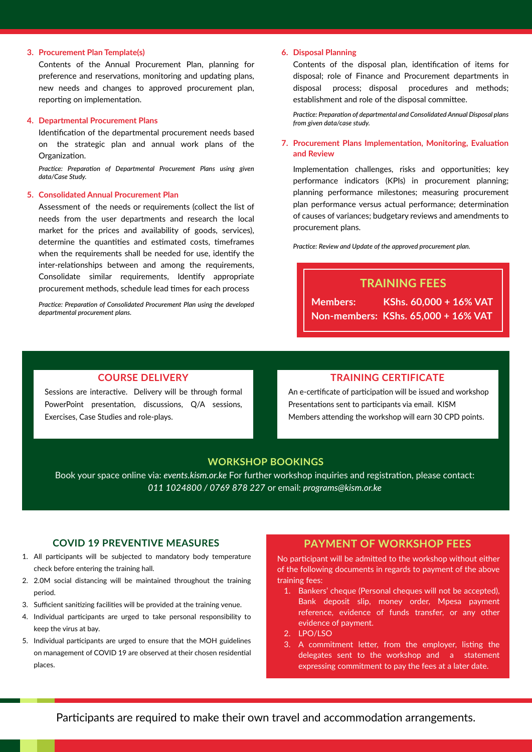3. **Procurement Plan Template(s)**

   Contents of the Annual Procurement Plan, planning for preference and reservations, monitoring and updating plans, new needs and changes to approved procurement plan, reporting on implementation.

4. **Departmental Procurement Plans**

   Identification of the departmental procurement needs based on the strategic plan and annual work plans of the Organization.

   *Practice: Preparation of Departmental Procurement Plans using given data/Case Study.*

5. **Consolidated Annual Procurement Plan**

   Assessment of the needs or requirements (collect the list of needs from the user departments and research the local market for the prices and availability of goods, services), determine the quantities and estimated costs, timeframes when the requirements shall be needed for use, identify the inter-relationships between and among the requirements, Consolidate similar requirements, Identify appropriate procurement methods, schedule lead times for each process

   *Practice: Preparation of Consolidated Procurement Plan using the developed departmental procurement plans.*

6. **Disposal Planning**

   Contents of the disposal plan, identification of items for disposal; role of Finance and Procurement departments in disposal process; disposal procedures and methods; establishment and role of the disposal committee.

   *Practice: Preparation of departmental and Consolidated Annual Disposal plans from given data/case study.*

7. **Procurement Plans Implementation, Monitoring, Evaluation and Review**

   Implementation challenges, risks and opportunities; key performance indicators (KPIs) in procurement planning; planning performance milestones; measuring procurement plan performance versus actual performance; determination of causes of variances; budgetary reviews and amendments to procurement plans.

   *Practice: Review and Update of the approved procurement plan.*

## TRAINING FEES

**Members:** KShs. 60,000 + 16% VAT
**Non-members:** KShs. 65,000 + 16% VAT

## COURSE DELIVERY

Sessions are interactive. Delivery will be through formal PowerPoint presentation, discussions, Q/A sessions, Exercises, Case Studies and role-plays.

## TRAINING CERTIFICATE

An e-certificate of participation will be issued and workshop Presentations sent to participants via email. KISM Members attending the workshop will earn 30 CPD points.

## WORKSHOP BOOKINGS

Book your space online via: ***events.kism.or.ke*** For further workshop inquiries and registration, please contact: ***011 1024800 / 0769 878 227*** or email: ***programs@kism.or.ke***

## COVID 19 PREVENTIVE MEASURES

1. All participants will be subjected to mandatory body temperature check before entering the training hall.
2. 2.0M social distancing will be maintained throughout the training period.
3. Sufficient sanitizing facilities will be provided at the training venue.
4. Individual participants are urged to take personal responsibility to keep the virus at bay.
5. Individual participants are urged to ensure that the MOH guidelines on management of COVID 19 are observed at their chosen residential places.

## PAYMENT OF WORKSHOP FEES

No participant will be admitted to the workshop without either of the following documents in regards to payment of the above training fees:

1. Bankers' cheque (Personal cheques will not be accepted), Bank deposit slip, money order, Mpesa payment reference, evidence of funds transfer, or any other evidence of payment.
2. LPO/LSO
3. A commitment letter, from the employer, listing the delegates sent to the workshop and a statement expressing commitment to pay the fees at a later date.

Participants are required to make their own travel and accommodation arrangements.